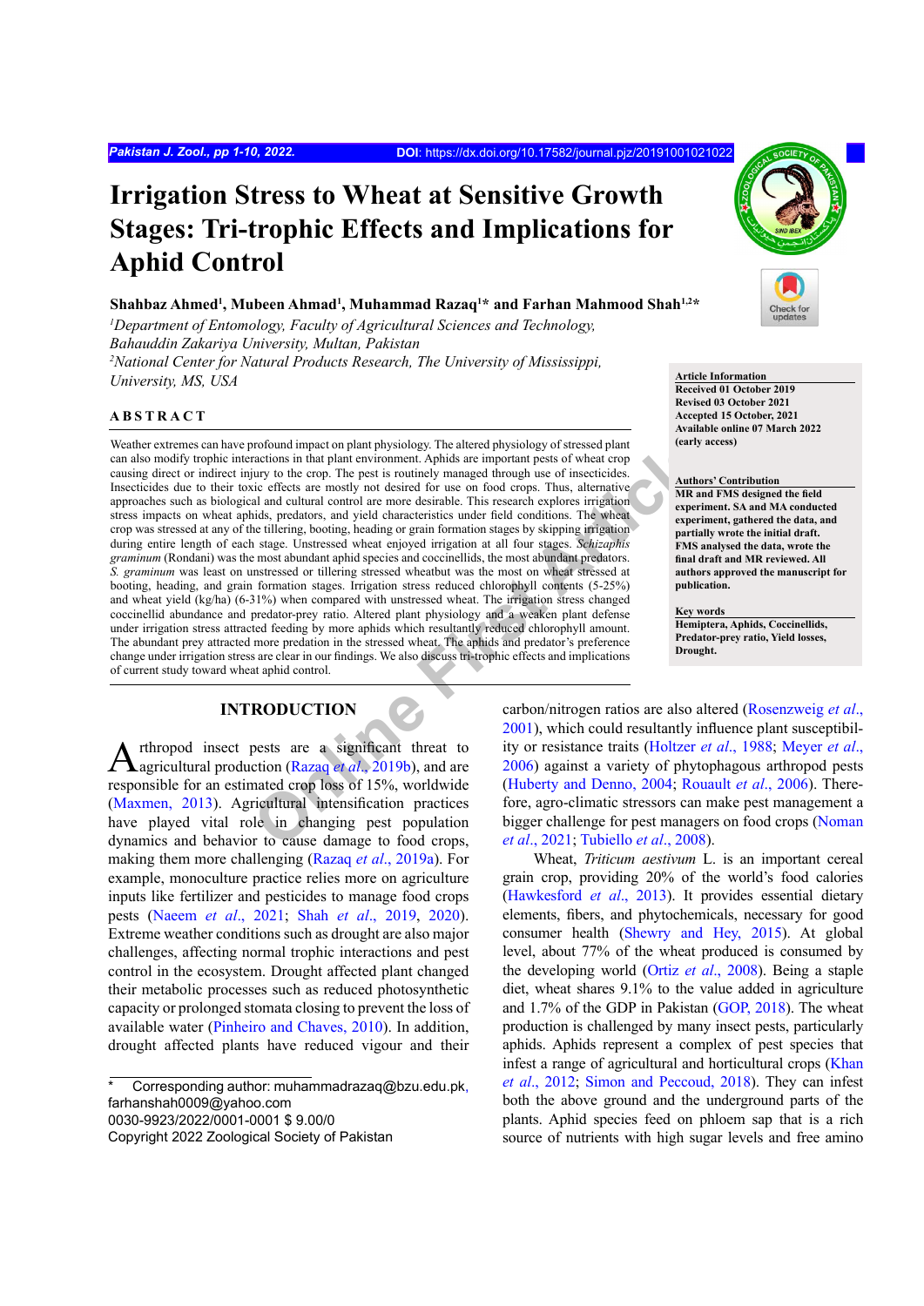# Irrigation Stress to Wheat at Sensitive Growth Stages: Tri-trophic Effects and Implications for Aphid Control

**Shahbaz Ahmed[1], Mubeen Ahmad[1], Muhammad Razaq[1]* and Farhan Mahmood Shah[1,2]***

*[1]Department of Entomology, Faculty of Agricultural Sciences and Technology, Bahauddin Zakariya University, Multan, Pakistan*
*[2]National Center for Natural Products Research, The University of Mississippi, University, MS, USA*

**Article Information**
**Received 01 October 2019**
**Revised 03 October 2021**
**Accepted 15 October, 2021**
**Available online 07 March 2022 (early access)**

**Authors' Contribution**
**MR and FMS designed the field experiment. SA and MA conducted experiment, gathered the data, and partially wrote the initial draft. FMS analysed the data, wrote the final draft and MR reviewed. All authors approved the manuscript for publication.**

**Key words**
**Hemiptera, Aphids, Coccinellids, Predator-prey ratio, Yield losses, Drought.**

## ABSTRACT

Weather extremes can have profound impact on plant physiology. The altered physiology of stressed plant can also modify trophic interactions in that plant environment. Aphids are important pests of wheat crop causing direct or indirect injury to the crop. The pest is routinely managed through use of insecticides. Insecticides due to their toxic effects are mostly not desired for use on food crops. Thus, alternative approaches such as biological and cultural control are more desirable. This research explores irrigation stress impacts on wheat aphids, predators, and yield characteristics under field conditions. The wheat crop was stressed at any of the tillering, booting, heading or grain formation stages by skipping irrigation during entire length of each stage. Unstressed wheat enjoyed irrigation at all four stages. *Schizaphis graminum* (Rondani) was the most abundant aphid species and coccinellids, the most abundant predators. *S. graminum* was least on unstressed or tillering stressed wheatbut was the most on wheat stressed at booting, heading, and grain formation stages. Irrigation stress reduced chlorophyll contents (5-25%) and wheat yield (kg/ha) (6-31%) when compared with unstressed wheat. The irrigation stress changed coccinellid abundance and predator-prey ratio. Altered plant physiology and a weaken plant defense under irrigation stress attracted feeding by more aphids which resultantly reduced chlorophyll amount. The abundant prey attracted more predation in the stressed wheat. The aphids and predator's preference change under irrigation stress are clear in our findings. We also discuss tri-trophic effects and implications of current study toward wheat aphid control.

## INTRODUCTION

Arthropod insect pests are a significant threat to agricultural production (Razaq *et al.*, 2019b), and are responsible for an estimated crop loss of 15%, worldwide (Maxmen, 2013). Agricultural intensification practices have played vital role in changing pest population dynamics and behavior to cause damage to food crops, making them more challenging (Razaq *et al.*, 2019a). For example, monoculture practice relies more on agriculture inputs like fertilizer and pesticides to manage food crops pests (Naeem *et al.*, 2021; Shah *et al.*, 2019, 2020). Extreme weather conditions such as drought are also major challenges, affecting normal trophic interactions and pest control in the ecosystem. Drought affected plant changed their metabolic processes such as reduced photosynthetic capacity or prolonged stomata closing to prevent the loss of available water (Pinheiro and Chaves, 2010). In addition, drought affected plants have reduced vigour and their carbon/nitrogen ratios are also altered (Rosenzweig *et al.*, 2001), which could resultantly influence plant susceptibility or resistance traits (Holtzer *et al.*, 1988; Meyer *et al.*, 2006) against a variety of phytophagous arthropod pests (Huberty and Denno, 2004; Rouault *et al.*, 2006). Therefore, agro-climatic stressors can make pest management a bigger challenge for pest managers on food crops (Noman *et al.*, 2021; Tubiello *et al.*, 2008).

Wheat, *Triticum aestivum* L. is an important cereal grain crop, providing 20% of the world's food calories (Hawkesford *et al.*, 2013). It provides essential dietary elements, fibers, and phytochemicals, necessary for good consumer health (Shewry and Hey, 2015). At global level, about 77% of the wheat produced is consumed by the developing world (Ortiz *et al.*, 2008). Being a staple diet, wheat shares 9.1% to the value added in agriculture and 1.7% of the GDP in Pakistan (GOP, 2018). The wheat production is challenged by many insect pests, particularly aphids. Aphids represent a complex of pest species that infest a range of agricultural and horticultural crops (Khan *et al.*, 2012; Simon and Peccoud, 2018). They can infest both the above ground and the underground parts of the plants. Aphid species feed on phloem sap that is a rich source of nutrients with high sugar levels and free amino

---

\* Corresponding author: muhammadrazaq@bzu.edu.pk, farhanshah0009@yahoo.com
0030-9923/2022/0001-0001 $ 9.00/0
Copyright 2022 Zoological Society of Pakistan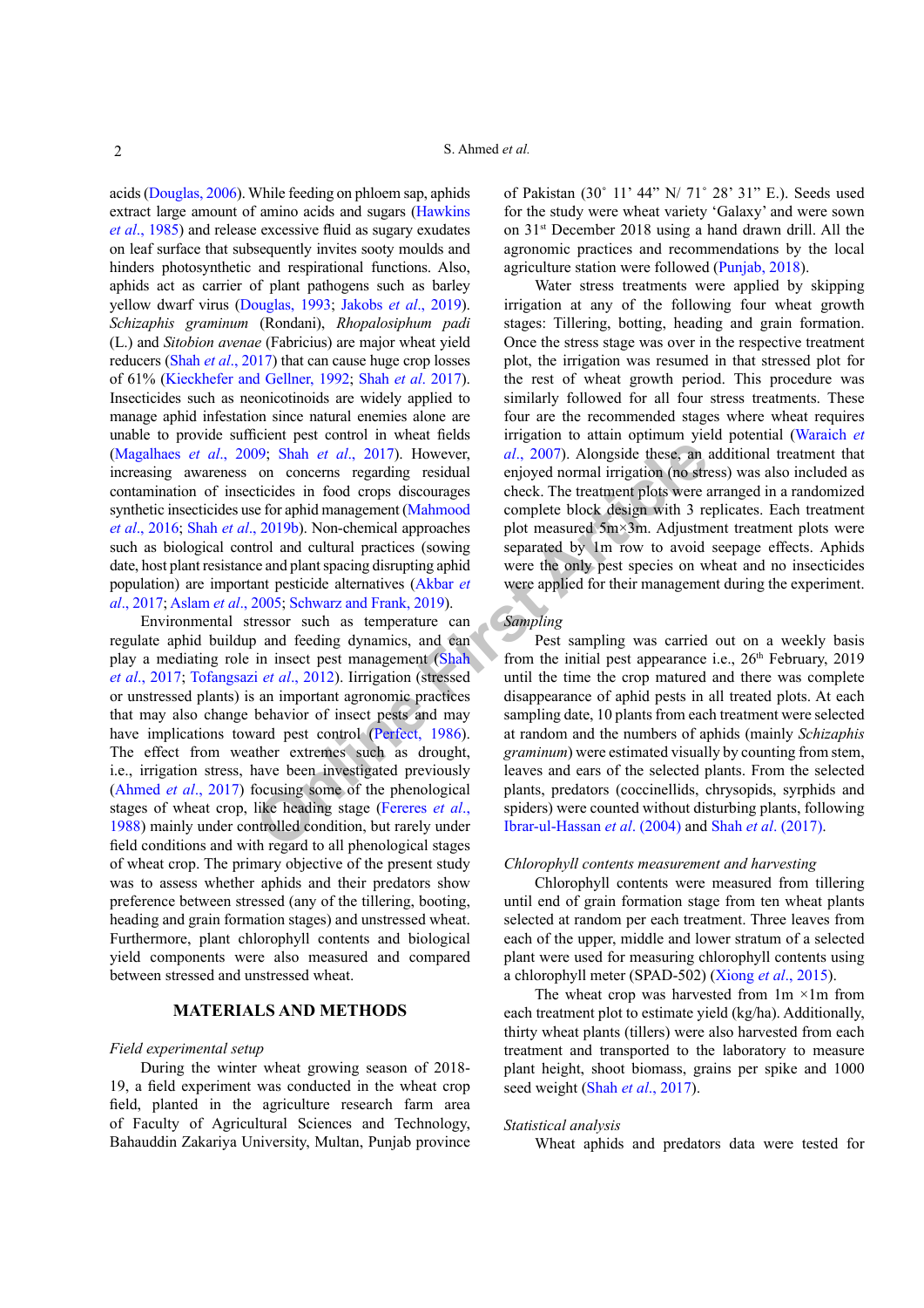acids (Douglas, 2006). While feeding on phloem sap, aphids extract large amount of amino acids and sugars (Hawkins *et al*., 1985) and release excessive fluid as sugary exudates on leaf surface that subsequently invites sooty moulds and hinders photosynthetic and respirational functions. Also, aphids act as carrier of plant pathogens such as barley yellow dwarf virus (Douglas, 1993; Jakobs *et al*., 2019). *Schizaphis graminum* (Rondani), *Rhopalosiphum padi* (L.) and *Sitobion avenae* (Fabricius) are major wheat yield reducers (Shah *et al*., 2017) that can cause huge crop losses of 61% (Kieckhefer and Gellner, 1992; Shah *et al*. 2017). Insecticides such as neonicotinoids are widely applied to manage aphid infestation since natural enemies alone are unable to provide sufficient pest control in wheat fields (Magalhaes *et al*., 2009; Shah *et al*., 2017). However, increasing awareness on concerns regarding residual contamination of insecticides in food crops discourages synthetic insecticides use for aphid management (Mahmood *et al*., 2016; Shah *et al*., 2019b). Non-chemical approaches such as biological control and cultural practices (sowing date, host plant resistance and plant spacing disrupting aphid population) are important pesticide alternatives (Akbar *et al*., 2017; Aslam *et al*., 2005; Schwarz and Frank, 2019).

Environmental stressor such as temperature can regulate aphid buildup and feeding dynamics, and can play a mediating role in insect pest management (Shah *et al*., 2017; Tofangsazi *et al*., 2012). Iirrigation (stressed or unstressed plants) is an important agronomic practices that may also change behavior of insect pests and may have implications toward pest control (Perfect, 1986). The effect from weather extremes such as drought, i.e., irrigation stress, have been investigated previously (Ahmed *et al*., 2017) focusing some of the phenological stages of wheat crop, like heading stage (Fereres *et al*., 1988) mainly under controlled condition, but rarely under field conditions and with regard to all phenological stages of wheat crop. The primary objective of the present study was to assess whether aphids and their predators show preference between stressed (any of the tillering, booting, heading and grain formation stages) and unstressed wheat. Furthermore, plant chlorophyll contents and biological yield components were also measured and compared between stressed and unstressed wheat.

## MATERIALS AND METHODS

### *Field experimental setup*

During the winter wheat growing season of 2018-19, a field experiment was conducted in the wheat crop field, planted in the agriculture research and farm area of Faculty of Agricultural Sciences and Technology, Bahauddin Zakariya University, Multan, Punjab province of Pakistan (30˚ 11' 44" N/ 71˚ 28' 31" E.). Seeds used for the study were wheat variety 'Galaxy' and were sown on 31[st] December 2018 using a hand drawn drill. All the agronomic practices and recommendations by the local agriculture station were followed (Punjab, 2018).

Water stress treatments were applied by skipping irrigation at any of the following four wheat growth stages: Tillering, botting, heading and grain formation. Once the stress stage was over in the respective treatment plot, the irrigation was resumed in that stressed plot for the rest of wheat growth period. This procedure was similarly followed for all four stress treatments. These four are the recommended stages where wheat requires irrigation to attain optimum yield potential (Waraich *et al*., 2007). Alongside these, an additional treatment that enjoyed normal irrigation (no stress) was also included as check. The treatment plots were arranged in a randomized complete block design with 3 replicates. Each treatment plot measured 5m×3m. Adjustment treatment plots were separated by 1m row to avoid seepage effects. Aphids were the only pest species on wheat and no insecticides were applied for their management during the experiment.

### *Sampling*

Pest sampling was carried out on a weekly basis from the initial pest appearance i.e., 26[th] February, 2019 until the time the crop matured and there was complete disappearance of aphid pests in all treated plots. At each sampling date, 10 plants from each treatment were selected at random and the numbers of aphids (mainly *Schizaphis graminum*) were estimated visually by counting from stem, leaves and ears of the selected plants. From the selected plants, predators (coccinellids, chrysopids, syrphids and spiders) were counted without disturbing plants, following Ibrar-ul-Hassan *et al*. (2004) and Shah *et al*. (2017).

### *Chlorophyll contents measurement and harvesting*

Chlorophyll contents were measured from tillering until end of grain formation stage from ten wheat plants selected at random per each treatment. Three leaves from each of the upper, middle and lower stratum of a selected plant were used for measuring chlorophyll contents using a chlorophyll meter (SPAD-502) (Xiong *et al*., 2015).

The wheat crop was harvested from 1m ×1m from each treatment plot to estimate yield (kg/ha). Additionally, thirty wheat plants (tillers) were also harvested from each treatment and transported to the laboratory to measure plant height, shoot biomass, grains per spike and 1000 seed weight (Shah *et al*., 2017).

### *Statistical analysis*

Wheat aphids and predators data were tested for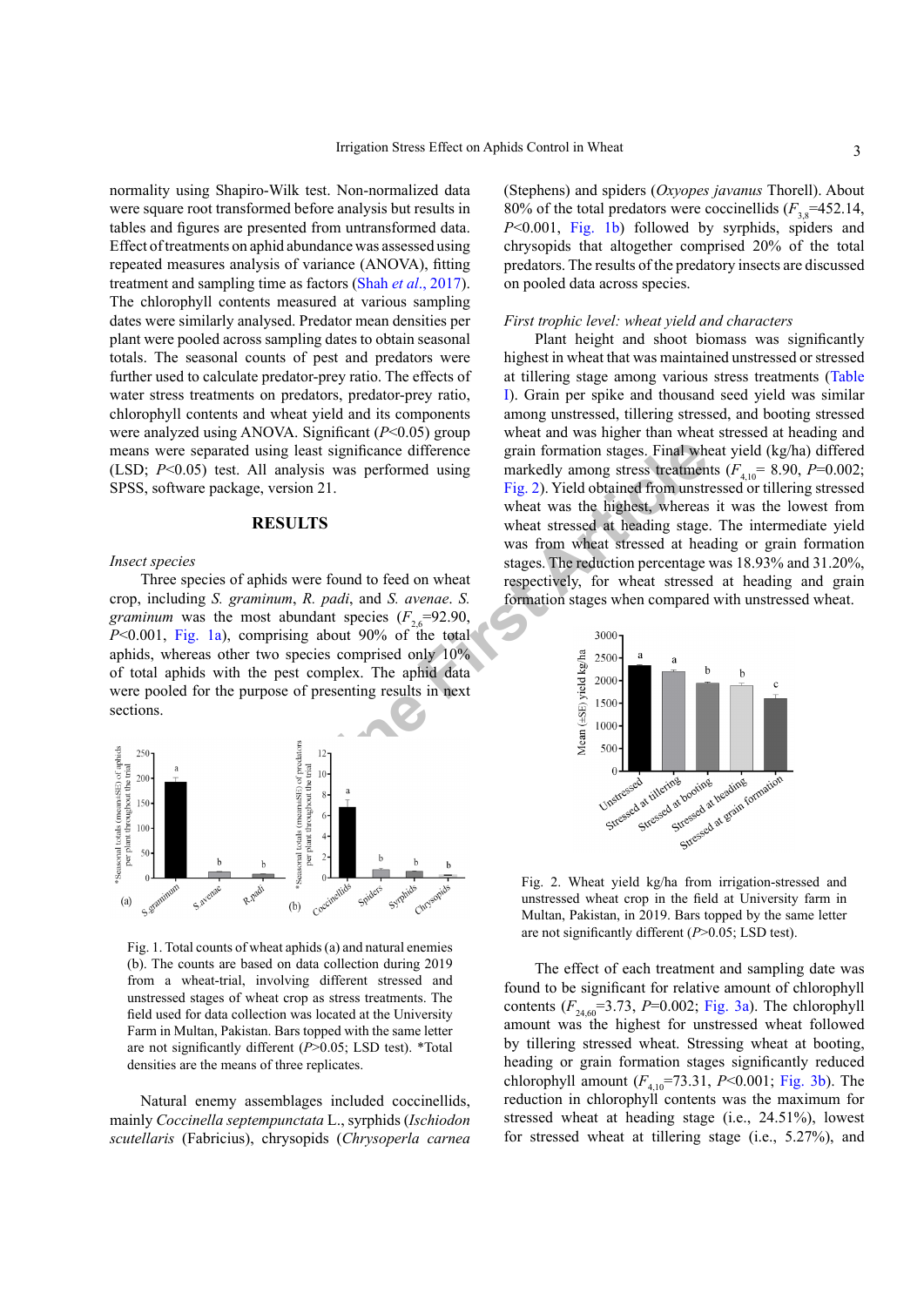normality using Shapiro-Wilk test. Non-normalized data were square root transformed before analysis but results in tables and figures are presented from untransformed data. Effect of treatments on aphid abundance was assessed using repeated measures analysis of variance (ANOVA), fitting treatment and sampling time as factors (Shah *et al*., 2017). The chlorophyll contents measured at various sampling dates were similarly analysed. Predator mean densities per plant were pooled across sampling dates to obtain seasonal totals. The seasonal counts of pest and predators were further used to calculate predator-prey ratio. The effects of water stress treatments on predators, predator-prey ratio, chlorophyll contents and wheat yield and its components were analyzed using ANOVA. Significant ($P$<0.05) group means were separated using least significance difference (LSD; $P$<0.05) test. All analysis was performed using SPSS, software package, version 21.

## RESULTS

### *Insect species*

Three species of aphids were found to feed on wheat crop, including *S. graminum*, *R. padi*, and *S. avenae*. *S. graminum* was the most abundant species ($F_{2,6}$=92.90, $P$<0.001, Fig. 1a), comprising about 90% of the total aphids, whereas other two species comprised only 10% of total aphids with the pest complex. The aphid data were pooled for the purpose of presenting results in next sections.

Fig. 1. Total counts of wheat aphids (a) and natural enemies (b). The counts are based on data collection during 2019 from a wheat-trial, involving different stressed and unstressed stages of wheat crop as stress treatments. The field used for data collection was located at the University Farm in Multan, Pakistan. Bars topped with the same letter are not significantly different ($P$>0.05; LSD test). *Total densities are the means of three replicates.

Natural enemy assemblages included coccinellids, mainly *Coccinella septempunctata* L., syrphids (*Ischiodon scutellaris* (Fabricius), chrysopids (*Chrysoperla carnea* (Stephens) and spiders (*Oxyopes javanus* Thorell). About 80% of the total predators were coccinellids ($F_{3,8}$=452.14, $P$<0.001, Fig. 1b) followed by syrphids, spiders and chrysopids that altogether comprised 20% of the total predators. The results of the predatory insects are discussed on pooled data across species.

### *First trophic level: wheat yield and characters*

Plant height and shoot biomass was significantly highest in wheat that was maintained unstressed or stressed at tillering stage among various stress treatments (Table I). Grain per spike and thousand seed yield was similar among unstressed, tillering stressed, and booting stressed wheat and was higher than wheat stressed at heading and grain formation stages. Final wheat yield (kg/ha) differed markedly among stress treatments ($F_{4,10}$= 8.90, $P$=0.002; Fig. 2). Yield obtained from unstressed or tillering stressed wheat was the highest, whereas it was the lowest from wheat stressed at heading stage. The intermediate yield was from wheat stressed at heading or grain formation stages. The reduction percentage was 18.93% and 31.20%, respectively, for wheat stressed at heading and grain formation stages when compared with unstressed wheat.

Fig. 2. Wheat yield kg/ha from irrigation-stressed and unstressed wheat crop in the field at University farm in Multan, Pakistan, in 2019. Bars topped by the same letter are not significantly different ($P$>0.05; LSD test).

The effect of each treatment and sampling date was found to be significant for relative amount of chlorophyll contents ($F_{24,60}$=3.73, $P$=0.002; Fig. 3a). The chlorophyll amount was the highest for unstressed wheat followed by tillering stressed wheat. Stressing wheat at booting, heading or grain formation stages significantly reduced chlorophyll amount ($F_{4,10}$=73.31, $P$<0.001; Fig. 3b). The reduction in chlorophyll contents was the maximum for stressed wheat at heading stage (i.e., 24.51%), lowest for stressed wheat at tillering stage (i.e., 5.27%), and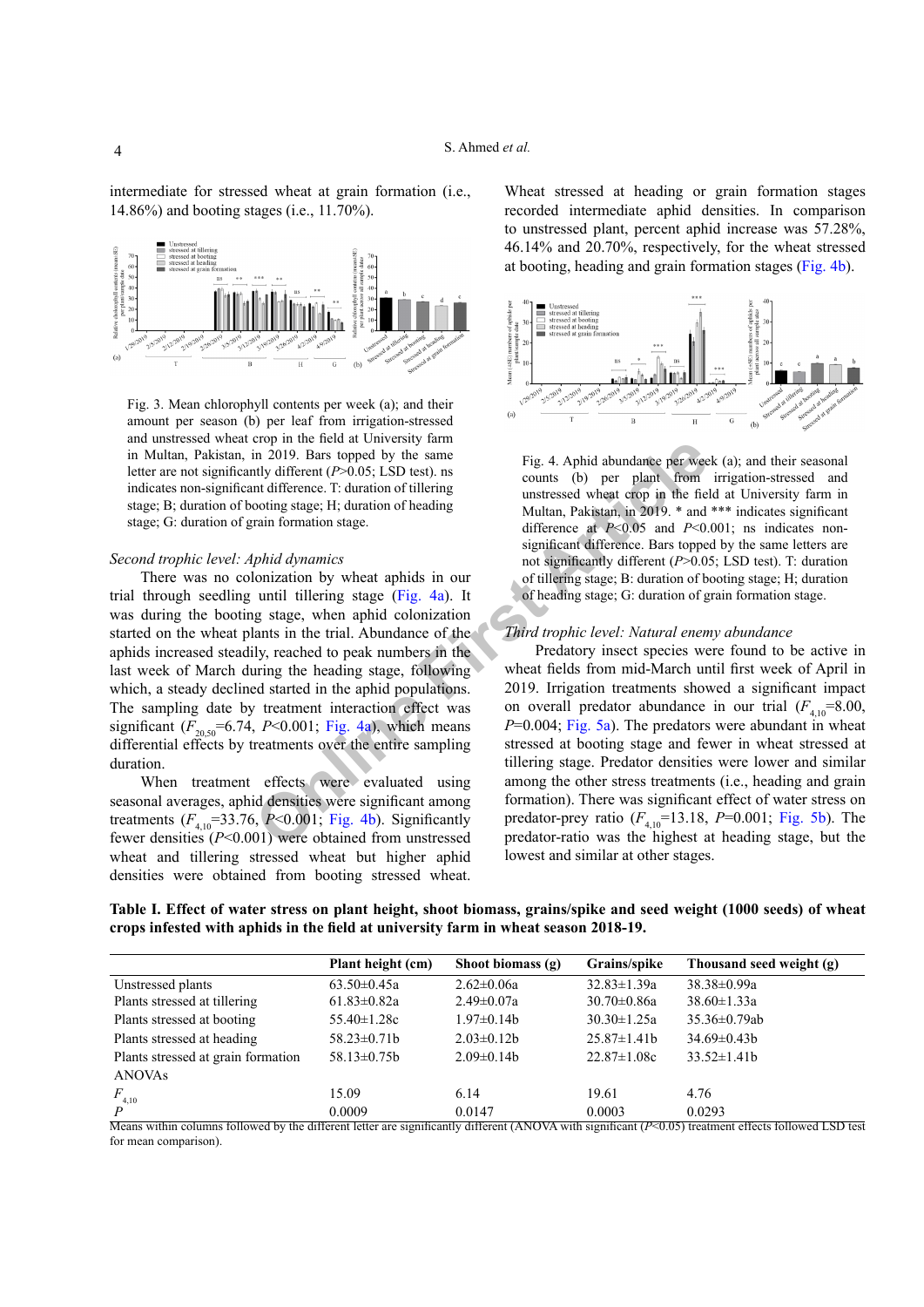intermediate for stressed wheat at grain formation (i.e., 14.86%) and booting stages (i.e., 11.70%).

Fig. 3. Mean chlorophyll contents per week (a); and their amount per season (b) per leaf from irrigation-stressed and unstressed wheat crop in the field at University farm in Multan, Pakistan, in 2019. Bars topped by the same letter are not significantly different ($P$>0.05; LSD test). ns indicates non-significant difference. T: duration of tillering stage; B; duration of booting stage; H; duration of heading stage; G: duration of grain formation stage.

*Second trophic level: Aphid dynamics*

There was no colonization by wheat aphids in our trial through seedling until tillering stage (Fig. 4a). It was during the booting stage, when aphid colonization started on the wheat plants in the trial. Abundance of the aphids increased steadily, reached to peak numbers in the last week of March during the heading stage, following which, a steady declined started in the aphid populations. The sampling date by treatment interaction effect was significant ($F_{20,50}$=6.74, $P$<0.001; Fig. 4a), which means differential effects by treatments over the entire sampling duration.

When treatment effects were evaluated using seasonal averages, aphid densities were significant among treatments ($F_{4,10}$=33.76, $P$<0.001; Fig. 4b). Significantly fewer densities ($P$<0.001) were obtained from unstressed wheat and tillering stressed wheat but higher aphid densities were obtained from booting stressed wheat. Wheat stressed at heading or grain formation stages recorded intermediate aphid densities. In comparison to unstressed plant, percent aphid increase was 57.28%, 46.14% and 20.70%, respectively, for the wheat stressed at booting, heading and grain formation stages (Fig. 4b).

Fig. 4. Aphid abundance per week (a); and their seasonal counts (b) per plant from irrigation-stressed and unstressed wheat crop in the field at University farm in Multan, Pakistan, in 2019. * and *** indicates significant difference at $P$<0.05 and $P$<0.001; ns indicates non-significant difference. Bars topped by the same letters are not significantly different ($P$>0.05; LSD test). T: duration of tillering stage; B: duration of booting stage; H; duration of heading stage; G: duration of grain formation stage.

*Third trophic level: Natural enemy abundance*

Predatory insect species were found to be active in wheat fields from mid-March until first week of April in 2019. Irrigation treatments showed a significant impact on overall predator abundance in our trial ($F_{4,10}$=8.00, $P$=0.004; Fig. 5a). The predators were abundant in wheat stressed at booting stage and fewer in wheat stressed at tillering stage. Predator densities were lower and similar among the other stress treatments (i.e., heading and grain formation). There was significant effect of water stress on predator-prey ratio ($F_{4,10}$=13.18, $P$=0.001; Fig. 5b). The predator-ratio was the highest at heading stage, but the lowest and similar at other stages.

**Table I. Effect of water stress on plant height, shoot biomass, grains/spike and seed weight (1000 seeds) of wheat crops infested with aphids in the field at university farm in wheat season 2018-19.**

| | Plant height (cm) | Shoot biomass (g) | Grains/spike | Thousand seed weight (g) |
|---|---|---|---|---|
| Unstressed plants | 63.50±0.45a | 2.62±0.06a | 32.83±1.39a | 38.38±0.99a |
| Plants stressed at tillering | 61.83±0.82a | 2.49±0.07a | 30.70±0.86a | 38.60±1.33a |
| Plants stressed at booting | 55.40±1.28c | 1.97±0.14b | 30.30±1.25a | 35.36±0.79ab |
| Plants stressed at heading | 58.23±0.71b | 2.03±0.12b | 25.87±1.41b | 34.69±0.43b |
| Plants stressed at grain formation | 58.13±0.75b | 2.09±0.14b | 22.87±1.08c | 33.52±1.41b |
| ANOVAs | | | | |
| $F_{4,10}$ | 15.09 | 6.14 | 19.61 | 4.76 |
| $P$ | 0.0009 | 0.0147 | 0.0003 | 0.0293 |

Means within columns followed by the different letter are significantly different (ANOVA with significant ($P$<0.05) treatment effects followed LSD test for mean comparison).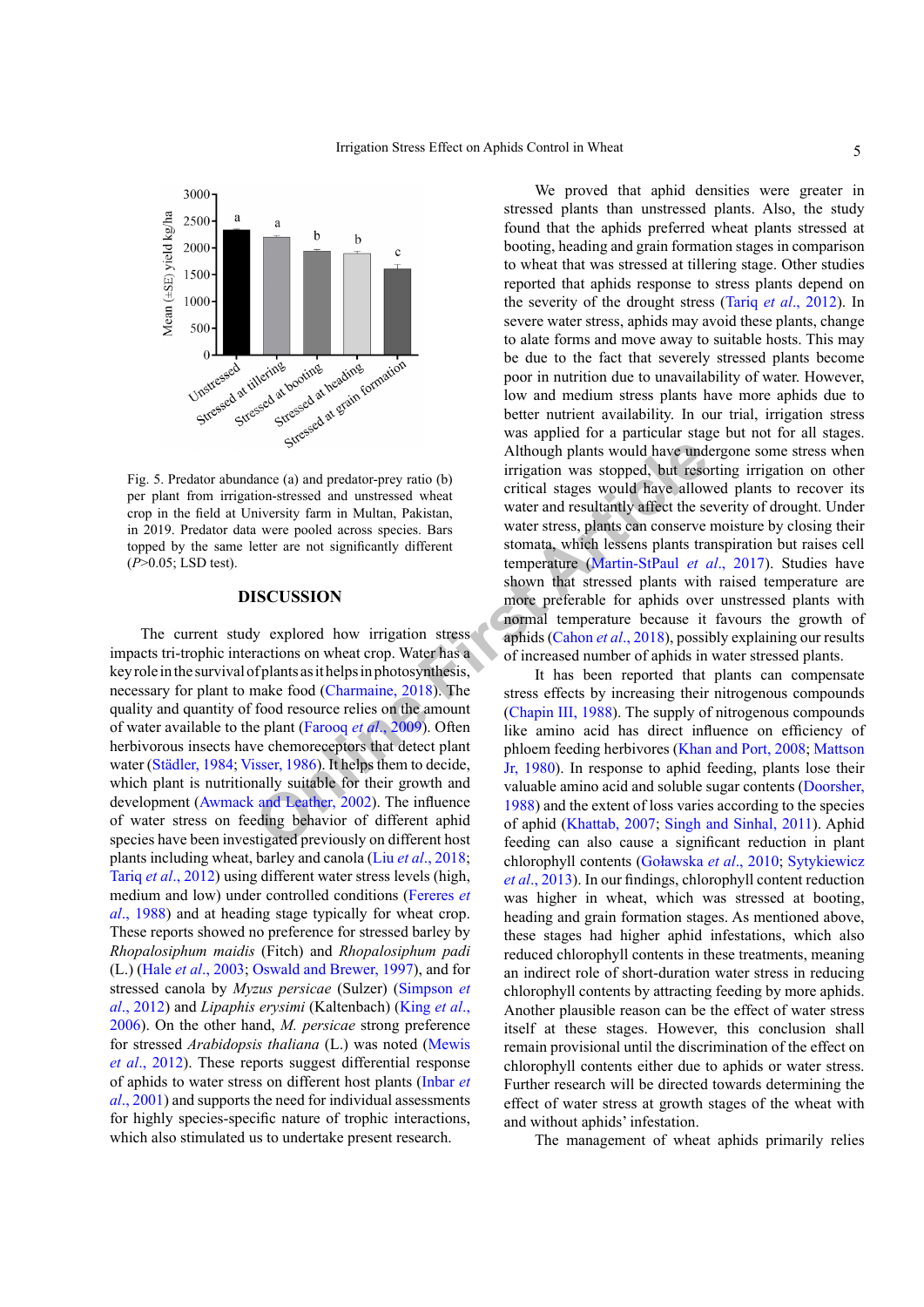Fig. 5. Predator abundance (a) and predator-prey ratio (b) per plant from irrigation-stressed and unstressed wheat crop in the field at University farm in Multan, Pakistan, in 2019. Predator data were pooled across species. Bars topped by the same letter are not significantly different ($P$>0.05; LSD test).

## DISCUSSION

The current study explored how irrigation stress impacts tri-trophic interactions on wheat crop. Water has a key role in the survival of plants as it helps in photosynthesis, necessary for plant to make food (Charmaine, 2018). The quality and quantity of food resource relies on the amount of water available to the plant (Farooq *et al*., 2009). Often herbivorous insects have chemoreceptors that detect plant water (Städler, 1984; Visser, 1986). It helps them to decide, which plant is nutritionally suitable for their growth and development (Awmack and Leather, 2002). The influence of water stress on feeding behavior of different aphid species have been investigated previously on different host plants including wheat, barley and canola (Liu *et al*., 2018; Tariq *et al*., 2012) using different water stress levels (high, medium and low) under controlled conditions (Fereres *et al*., 1988) and at heading stage typically for wheat crop. These reports showed no preference for stressed barley by *Rhopalosiphum maidis* (Fitch) and *Rhopalosiphum padi* (L.) (Hale *et al*., 2003; Oswald and Brewer, 1997), and for stressed canola by *Myzus persicae* (Sulzer) (Simpson *et al*., 2012) and *Lipaphis erysimi* (Kaltenbach) (King *et al*., 2006). On the other hand, *M. persicae* strong preference for stressed *Arabidopsis thaliana* (L.) was noted (Mewis *et al*., 2012). These reports suggest differential response of aphids to water stress on different host plants (Inbar *et al*., 2001) and supports the need for individual assessments for highly species-specific nature of trophic interactions, which also stimulated us to undertake present research.

We proved that aphid densities were greater in stressed plants than unstressed plants. Also, the study found that the aphids preferred wheat plants stressed at booting, heading and grain formation stages in comparison to wheat that was stressed at tillering stage. Other studies reported that aphids response to stress plants depend on the severity of the drought stress (Tariq *et al*., 2012). In severe water stress, aphids may avoid these plants, change to alate forms and move away to suitable hosts. This may be due to the fact that severely stressed plants become poor in nutrition due to unavailability of water. However, low and medium stress plants have more aphids due to better nutrient availability. In our trial, irrigation stress was applied for a particular stage but not for all stages. Although plants would have undergone some stress when irrigation was stopped, but resorting irrigation on other critical stages would have allowed plants to recover its water and resultantly affect the severity of drought. Under water stress, plants can conserve moisture by closing their stomata, which lessens plants transpiration but raises cell temperature (Martin-StPaul *et al*., 2017). Studies have shown that stressed plants with raised temperature are more preferable for aphids over unstressed plants with normal temperature because it favours the growth of aphids (Cahon *et al*., 2018), possibly explaining our results of increased number of aphids in water stressed plants.

It has been reported that plants can compensate stress effects by increasing their nitrogenous compounds (Chapin III, 1988). The supply of nitrogenous compounds like amino acid has direct influence on efficiency of phloem feeding herbivores (Khan and Port, 2008; Mattson Jr, 1980). In response to aphid feeding, plants lose their valuable amino acid and soluble sugar contents (Doorsher, 1988) and the extent of loss varies according to the species of aphid (Khattab, 2007; Singh and Sinhal, 2011). Aphid feeding can also cause a significant reduction in plant chlorophyll contents (Goławska *et al*., 2010; Sytykiewicz *et al*., 2013). In our findings, chlorophyll content reduction was higher in wheat, which was stressed at booting, heading and grain formation stages. As mentioned above, these stages had higher aphid infestations, which also reduced chlorophyll contents in these treatments, meaning an indirect role of short-duration water stress in reducing chlorophyll contents by attracting feeding by more aphids. Another plausible reason can be the effect of water stress itself at these stages. However, this conclusion shall remain provisional until the discrimination of the effect on chlorophyll contents either due to aphids or water stress. Further research will be directed towards determining the effect of water stress at growth stages of the wheat with and without aphids' infestation.

The management of wheat aphids primarily relies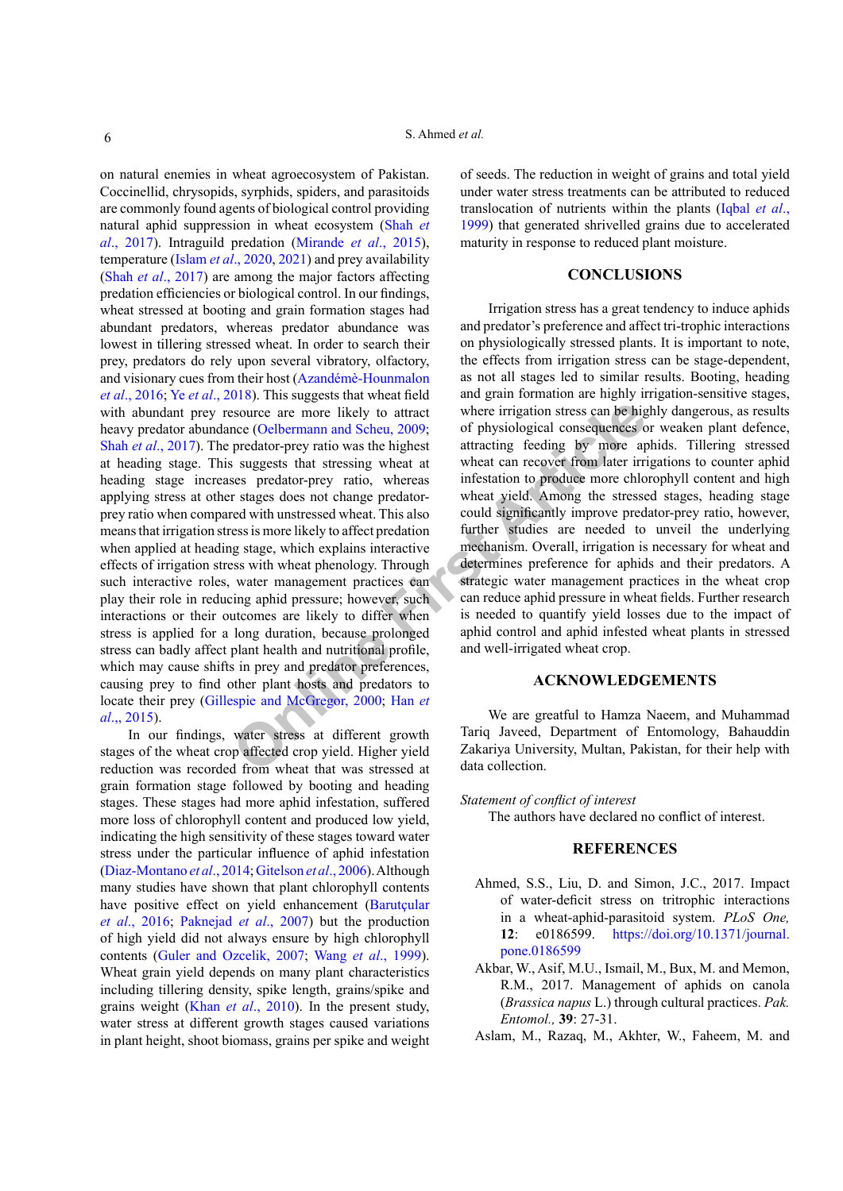on natural enemies in wheat agroecosystem of Pakistan. Coccinellid, chrysopids, syrphids, spiders, and parasitoids are commonly found agents of biological control providing natural aphid suppression in wheat ecosystem (Shah *et al*., 2017). Intraguild predation (Mirande *et al*., 2015), temperature (Islam *et al*., 2020, 2021) and prey availability (Shah *et al*., 2017) are among the major factors affecting predation efficiencies or biological control. In our findings, wheat stressed at booting and grain formation stages had abundant predators, whereas predator abundance was lowest in tillering stressed wheat. In order to search their prey, predators do rely upon several visual, olfactory, and visionary cues from their host (Azandémè-Hounmalon *et al*., 2016; Ye *et al*., 2018). This suggests that wheat field with abundant prey resource are more likely to attract heavy predator abundance (Oelbermann and Scheu, 2009; Shah *et al*., 2017). The predator-prey ratio was the highest at heading stage. This suggests that stressing wheat at heading stage increases predator-prey ratio, whereas applying stress at other stages does not change predator-prey ratio when compared with unstressed wheat. This also means that irrigation stress is more likely to affect predation when applied at heading stage, which explains interactive effects of irrigation stress with wheat phenology. Through such interactive roles, water management practices can play their role in reducing aphid pressure; however, such interactions or their outcomes are likely to differ when stress is applied for a long duration, because prolonged stress can badly affect plant health and nutritional profile, which may cause shifts in prey and predator preferences, causing prey to find other plant hosts and predators to locate their prey (Gillespie and McGregor, 2000; Han *et al*.,, 2015).

In our findings, water stress at different growth stages of the wheat crop affected crop yield. Higher yield reduction was recorded from wheat that was stressed at grain formation stage followed by booting and heading stages. These stages had more aphid infestation, suffered more loss of chlorophyll content and produced low yield, indicating the high sensitivity of these stages toward water stress under the particular influence of aphid infestation (Diaz-Montano *et al*., 2014; Gitelson *et al*., 2006). Although many studies have shown that plant chlorophyll contents have positive effect on yield enhancement (Barutçular *et al*., 2016; Paknejad *et al*., 2007) but the production of high yield did not always ensure by high chlorophyll contents (Guler and Ozcelik, 2007; Wang *et al*., 1999). Wheat grain yield depends on many plant characteristics including tillering density, spike length, grains/spike and grains weight (Khan *et al*., 2010). In the present study, water stress at different growth stages caused variations in plant height, shoot biomass, grains per spike and weight of seeds. The reduction in weight of grains and total yield under water stress treatments can be attributed to reduced translocation of nutrients within the plants (Iqbal *et al*., 1999) that generated shrivelled grains due to accelerated maturity in response to reduced plant moisture.

## CONCLUSIONS

Irrigation stress has a great tendency to induce aphids and predator's preference and affect tri-trophic interactions on physiologically stressed plants. It is important to note, the effects from irrigation stress can be stage-dependent, as not all stages led to similar results. Booting, heading and grain formation are highly irrigation-sensitive stages, where irrigation stress can be highly dangerous, as results of physiological consequences or weaken plant defence, attracting feeding by more aphids. Tillering stressed wheat can recover from later irrigations to counter aphid infestation to produce more chlorophyll content and high wheat yield. Among the stressed stages, heading stage could significantly improve predator-prey ratio, however, further studies are needed to unveil the underlying mechanism. Overall, irrigation is necessary for wheat and determines preference for aphids and their predators. A strategic water management practices in the wheat crop can reduce aphid pressure in wheat fields. Further research is needed to quantify yield losses due to the impact of aphid control and aphid infested wheat plants in stressed and well-irrigated wheat crop.

## ACKNOWLEDGEMENTS

We are greatful to Hamza Naeem, and Muhammad Tariq Javeed, Department of Entomology, Bahauddin Zakariya University, Multan, Pakistan, for their help with data collection.

*Statement of conflict of interest*

The authors have declared no conflict of interest.

## REFERENCES

Ahmed, S.S., Liu, D. and Simon, J.C., 2017. Impact of water-deficit stress on tritrophic interactions in a wheat-aphid-parasitoid system. *PLoS One,* **12**: e0186599. https://doi.org/10.1371/journal.pone.0186599

Akbar, W., Asif, M.U., Ismail, M., Bux, M. and Memon, R.M., 2017. Management of aphids on canola (*Brassica napus* L.) through cultural practices. *Pak. Entomol.,* **39**: 27-31.

Aslam, M., Razaq, M., Akhter, W., Faheem, M. and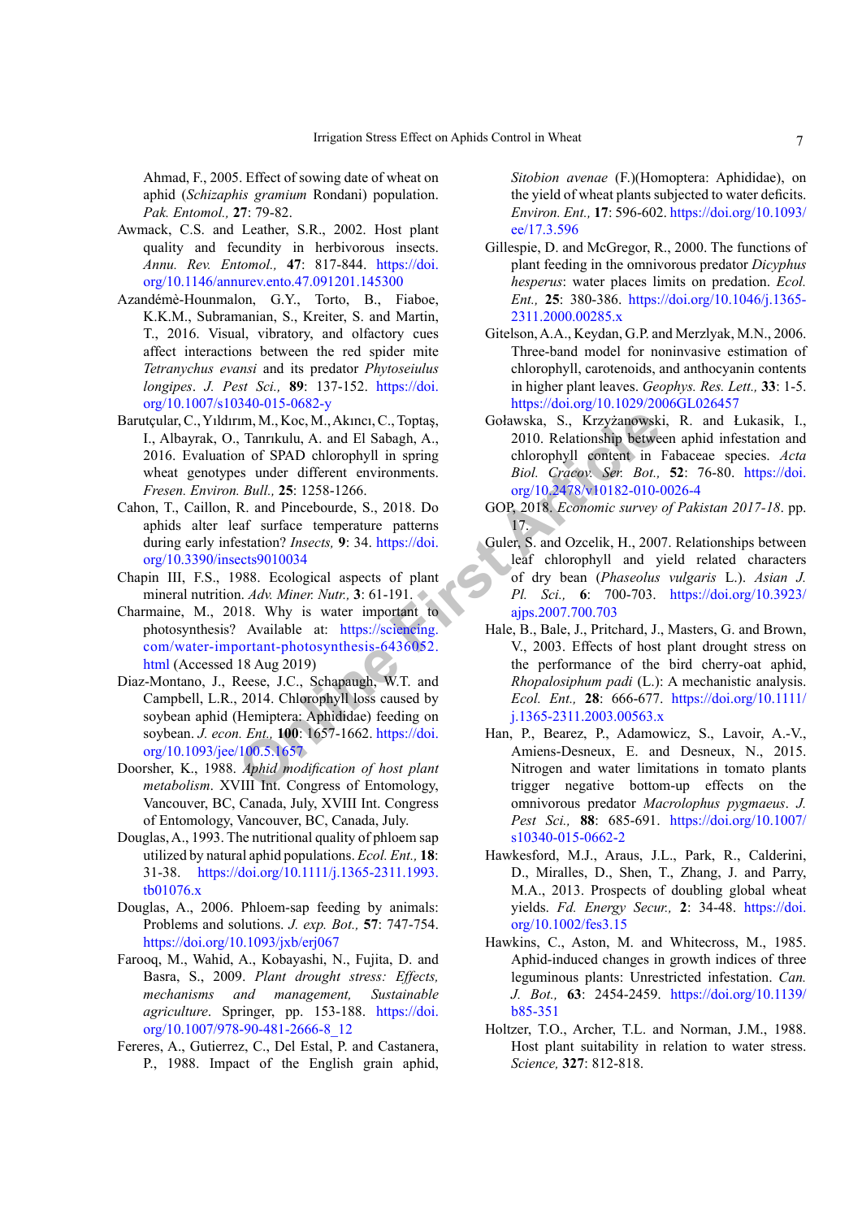Ahmad, F., 2005. Effect of sowing date of wheat on aphid (*Schizaphis gramium* Rondani) population. *Pak. Entomol.,* **27**: 79-82.

Awmack, C.S. and Leather, S.R., 2002. Host plant quality and fecundity in herbivorous insects. *Annu. Rev. Entomol.,* **47**: 817-844. https://doi.org/10.1146/annurev.ento.47.091201.145300

Azandémè-Hounmalon, G.Y., Torto, B., Fiaboe, K.K.M., Subramanian, S., Kreiter, S. and Martin, T., 2016. Visual, vibratory, and olfactory cues affect interactions between the red spider mite *Tetranychus evansi* and its predator *Phytoseiulus longipes*. *J. Pest Sci.,* **89**: 137-152. https://doi.org/10.1007/s10340-015-0682-y

Barutçular, C., Yıldırım, M., Koc, M., Akıncı, C., Toptaş, I., Albayrak, O., Tanrıkulu, A. and El Sabagh, A., 2016. Evaluation of SPAD chlorophyll in spring wheat genotypes under different environments. *Fresen. Environ. Bull.,* **25**: 1258-1266.

Cahon, T., Caillon, R. and Pincebourde, S., 2018. Do aphids alter leaf surface temperature patterns during early infestation? *Insects,* **9**: 34. https://doi.org/10.3390/insects9010034

Chapin III, F.S., 1988. Ecological aspects of plant mineral nutrition. *Adv. Miner. Nutr.,* **3**: 61-191.

Charmaine, M., 2018. Why is water important to photosynthesis? Available at: https://sciencing.com/water-important-photosynthesis-6436052.html (Accessed 18 Aug 2019)

Diaz-Montano, J., Reese, J.C., Schapaugh, W.T. and Campbell, L.R., 2014. Chlorophyll loss caused by soybean aphid (Hemiptera: Aphididae) feeding on soybean. *J. econ. Ent.,* **100**: 1657-1662. https://doi.org/10.1093/jee/100.5.1657

Doorsher, K., 1988. *Aphid modification of host plant metabolism*. XVIII Int. Congress of Entomology, Vancouver, BC, Canada, July, XVIII Int. Congress of Entomology, Vancouver, BC, Canada, July.

Douglas, A., 1993. The nutritional quality of phloem sap utilized by natural aphid populations. *Ecol. Ent.,* **18**: 31-38. https://doi.org/10.1111/j.1365-2311.1993.tb01076.x

Douglas, A., 2006. Phloem-sap feeding by animals: Problems and solutions. *J. exp. Bot.,* **57**: 747-754. https://doi.org/10.1093/jxb/erj067

Farooq, M., Wahid, A., Kobayashi, N., Fujita, D. and Basra, S., 2009. *Plant drought stress: Effects, mechanisms and management. Sustainable agriculture*. Springer, pp. 153-188. https://doi.org/10.1007/978-90-481-2666-8_12

Fereres, A., Gutierrez, C., Del Estal, P. and Castanera, P., 1988. Impact of the English grain aphid, *Sitobion avenae* (F.)(Homoptera: Aphididae), on the yield of wheat plants subjected to water deficits. *Environ. Ent.,* **17**: 596-602. https://doi.org/10.1093/ee/17.3.596

Gillespie, D. and McGregor, R., 2000. The functions of plant feeding in the omnivorous predator *Dicyphus hesperus*: water places limits on predation. *Ecol. Ent.,* **25**: 380-386. https://doi.org/10.1046/j.1365-2311.2000.00285.x

Gitelson, A.A., Keydan, G.P. and Merzlyak, M.N., 2006. Three-band model for noninvasive estimation of chlorophyll, carotenoids, and anthocyanin contents in higher plant leaves. *Geophys. Res. Lett.,* **33**: 1-5. https://doi.org/10.1029/2006GL026457

Goławska, S., Krzyżanowski, R. and Łukasik, I., 2010. Relationship between aphid infestation and chlorophyll content in Fabaceae species. *Acta Biol. Cracov. Ser. Bot.,* **52**: 76-80. https://doi.org/10.2478/v10182-010-0026-4

GOP, 2018. *Economic survey of Pakistan 2017-18*. pp. 17.

Guler, S. and Ozcelik, H., 2007. Relationships between leaf chlorophyll and yield related characters of dry bean (*Phaseolus vulgaris* L.). *Asian J. Pl. Sci.,* **6**: 700-703. https://doi.org/10.3923/ajps.2007.700.703

Hale, B., Bale, J., Pritchard, J., Masters, G. and Brown, V., 2003. Effects of host plant drought stress on the performance of the bird cherry-oat aphid, *Rhopalosiphum padi* (L.): A mechanistic analysis. *Ecol. Ent.,* **28**: 666-677. https://doi.org/10.1111/j.1365-2311.2003.00563.x

Han, P., Bearez, P., Adamowicz, S., Lavoir, A.-V., Amiens-Desneux, E. and Desneux, N., 2015. Nitrogen and water limitations in tomato plants trigger negative bottom-up effects on the omnivorous predator *Macrolophus pygmaeus*. *J. Pest Sci.,* **88**: 685-691. https://doi.org/10.1007/s10340-015-0662-2

Hawkesford, M.J., Araus, J.L., Park, R., Calderini, D., Miralles, D., Shen, T., Zhang, J. and Parry, M.A., 2013. Prospects of doubling global wheat yields. *Fd. Energy Secur.,* **2**: 34-48. https://doi.org/10.1002/fes3.15

Hawkins, C., Aston, M. and Whitecross, M., 1985. Aphid-induced changes in growth indices of three leguminous plants: Unrestricted infestation. *Can. J. Bot.,* **63**: 2454-2459. https://doi.org/10.1139/b85-351

Holtzer, T.O., Archer, T.L. and Norman, J.M., 1988. Host plant suitability in relation to water stress. *Science,* **327**: 812-818.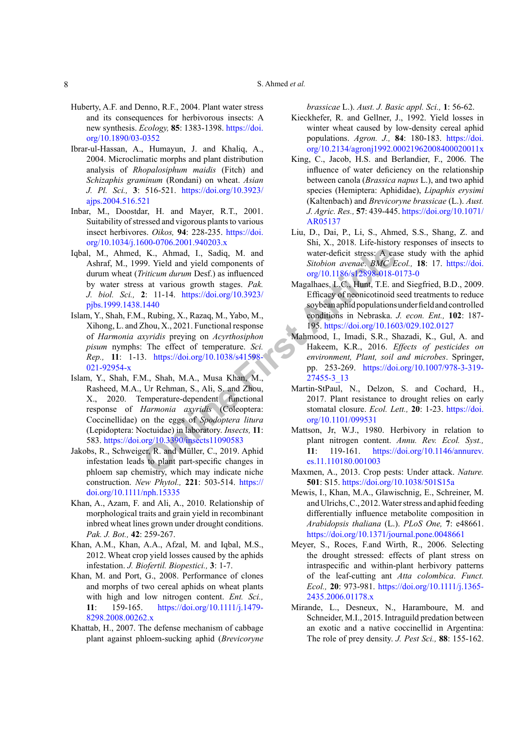Huberty, A.F. and Denno, R.F., 2004. Plant water stress and its consequences for herbivorous insects: A new synthesis. *Ecology,* **85**: 1383-1398. https://doi.org/10.1890/03-0352

Ibrar-ul-Hassan, A., Humayun, J. and Khaliq, A., 2004. Microclimatic morphs and plant distribution analysis of *Rhopalosiphum maidis* (Fitch) and *Schizaphis graminum* (Rondani) on wheat. *Asian J. Pl. Sci.,* **3**: 516-521. https://doi.org/10.3923/ajps.2004.516.521

Inbar, M., Doostdar, H. and Mayer, R.T., 2001. Suitability of stressed and vigorous plants to various insect herbivores. *Oikos,* **94**: 228-235. https://doi.org/10.1034/j.1600-0706.2001.940203.x

Iqbal, M., Ahmed, K., Ahmad, I., Sadiq, M. and Ashraf, M., 1999. Yield and yield components of durum wheat (*Triticum durum* Desf.) as influenced by water stress at various growth stages. *Pak. J. biol. Sci.,* **2**: 11-14. https://doi.org/10.3923/pjbs.1999.1438.1440

Islam, Y., Shah, F.M., Rubing, X., Razaq, M., Yabo, M., Xihong, L. and Zhou, X., 2021. Functional response of *Harmonia axyridis* preying on *Acyrthosiphon pisum* nymphs: The effect of temperature. *Sci. Rep.,* **11**: 1-13. https://doi.org/10.1038/s41598-021-92954-x

Islam, Y., Shah, F.M., Shah, M.A., Musa Khan, M., Rasheed, M.A., Ur Rehman, S., Ali, S. and Zhou, X., 2020. Temperature-dependent functional response of *Harmonia axyridis* (Coleoptera: Coccinellidae) on the eggs of *Spodoptera litura* (Lepidoptera: Noctuidae) in laboratory. *Insects,* **11**: 583. https://doi.org/10.3390/insects11090583

Jakobs, R., Schweiger, R. and Müller, C., 2019. Aphid infestation leads to plant part-specific changes in phloem sap chemistry, which may indicate niche construction. *New Phytol.,* **221**: 503-514. https://doi.org/10.1111/nph.15335

Khan, A., Azam, F. and Ali, A., 2010. Relationship of morphological traits and grain yield in recombinant inbred wheat lines grown under drought conditions. *Pak. J. Bot.,* **42**: 259-267.

Khan, A.M., Khan, A.A., Afzal, M. and Iqbal, M.S., 2012. Wheat crop yield losses caused by the aphids infestation. *J. Biofertil. Biopestici.,* **3**: 1-7.

Khan, M. and Port, G., 2008. Performance of clones and morphs of two cereal aphids on wheat plants with high and low nitrogen content. *Ent. Sci.,* **11**: 159-165. https://doi.org/10.1111/j.1479-8298.2008.00262.x

Khattab, H., 2007. The defense mechanism of cabbage plant against phloem-sucking aphid (*Brevicoryne brassicae* L.). *Aust. J. Basic appl. Sci.,* **1**: 56-62.

Kieckhefer, R. and Gellner, J., 1992. Yield losses in winter wheat caused by low-density cereal aphid populations. *Agron. J.,* **84**: 180-183. https://doi.org/10.2134/agronj1992.00021962008400020011x

King, C., Jacob, H.S. and Berlandier, F., 2006. The influence of water deficiency on the relationship between canola (*Brassica napus* L.), and two aphid species (Hemiptera: Aphididae), *Lipaphis erysimi* (Kaltenbach) and *Brevicoryne brassicae* (L.). *Aust. J. Agric. Res.,* **57**: 439-445. https://doi.org/10.1071/AR05137

Liu, D., Dai, P., Li, S., Ahmed, S.S., Shang, Z. and Shi, X., 2018. Life-history responses of insects to water-deficit stress: A case study with the aphid *Sitobion avenae*. *BMC Ecol.,* **18**: 17. https://doi.org/10.1186/s12898-018-0173-0

Magalhaes, L.C., Hunt, T.E. and Siegfried, B.D., 2009. Efficacy of neonicotinoid seed treatments to reduce soybean aphid populations under field and controlled conditions in Nebraska. *J. econ. Ent.,* **102**: 187-195. https://doi.org/10.1603/029.102.0127

Mahmood, I., Imadi, S.R., Shazadi, K., Gul, A. and Hakeem, K.R., 2016. *Effects of pesticides on environment, Plant, soil and microbes*. Springer, pp. 253-269. https://doi.org/10.1007/978-3-319-27455-3_13

Martin-StPaul, N., Delzon, S. and Cochard, H., 2017. Plant resistance to drought relies on early stomatal closure. *Ecol. Lett.,* **20**: 1-23. https://doi.org/10.1101/099531

Mattson, Jr, W.J., 1980. Herbivory in relation to plant nitrogen content. *Annu. Rev. Ecol. Syst.,* **11**: 119-161. https://doi.org/10.1146/annurev.es.11.110180.001003

Maxmen, A., 2013. Crop pests: Under attack. *Nature,* **501**: S15. https://doi.org/10.1038/501S15a

Mewis, I., Khan, M.A.M., Glawischnig, E., Schreiner, M. and Ulrichs, C., 2012. Water stress and aphid feeding differentially influence metabolite composition in *Arabidopsis thaliana* (L.). *PLoS One,* **7**: e48661. https://doi.org/10.1371/journal.pone.0048661

Meyer, S., Roces, F.and Wirth, R., 2006. Selecting the drought stressed: effects of plant stress on intraspecific and within-plant herbivory patterns of the leaf-cutting ant *Atta colombica*. *Funct. Ecol.,* **20**: 973-981. https://doi.org/10.1111/j.1365-2435.2006.01178.x

Mirande, L., Desneux, N., Haramboure, M. and Schneider, M.I., 2015. Intraguild predation between an exotic and a native coccinellid in Argentina: The role of prey density. *J. Pest Sci.,* **88**: 155-162.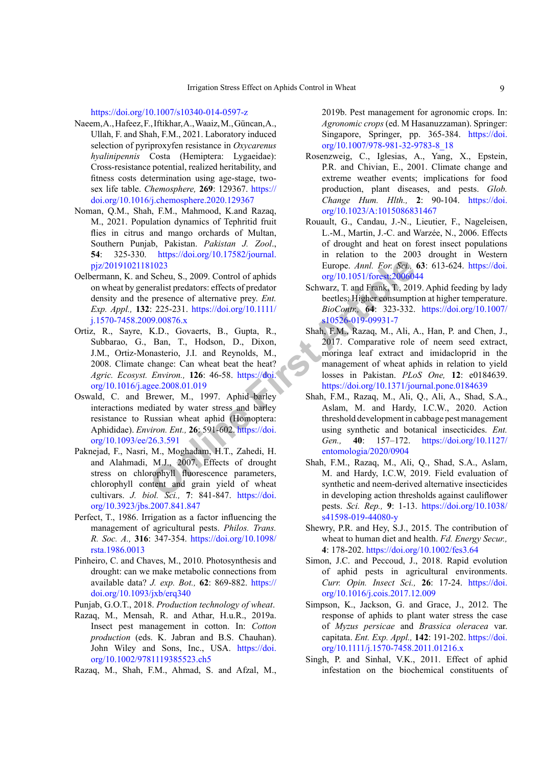https://doi.org/10.1007/s10340-014-0597-z

Naeem, A., Hafeez, F., Iftikhar, A., Waaiz, M., Güncan, A., Ullah, F. and Shah, F.M., 2021. Laboratory induced selection of pyriproxyfen resistance in *Oxycarenus hyalinipennis* Costa (Hemiptera: Lygaeidae): Cross-resistance potential, realized heritability, and fitness costs determination using age-stage, two-sex life table. *Chemosphere,* **269**: 129367. https://doi.org/10.1016/j.chemosphere.2020.129367

Noman, Q.M., Shah, F.M., Mahmood, K.and Razaq, M., 2021. Population dynamics of Tephritid fruit flies in citrus and mango orchards of Multan, Southern Punjab, Pakistan. *Pakistan J. Zool.*, **54**: 325-330. https://doi.org/10.17582/journal.pjz/20191021181023

Oelbermann, K. and Scheu, S., 2009. Control of aphids on wheat by generalist predators: effects of predator density and the presence of alternative prey. *Ent. Exp. Appl.,* **132**: 225-231. https://doi.org/10.1111/j.1570-7458.2009.00876.x

Ortiz, R., Sayre, K.D., Govaerts, B., Gupta, R., Subbarao, G., Ban, T., Hodson, D., Dixon, J.M., Ortiz-Monasterio, J.I. and Reynolds, M., 2008. Climate change: Can wheat beat the heat? *Agric. Ecosyst. Environ.,* **126**: 46-58. https://doi.org/10.1016/j.agee.2008.01.019

Oswald, C. and Brewer, M., 1997. Aphid–barley interactions mediated by water stress and barley resistance to Russian wheat aphid (Homoptera: Aphididae). *Environ. Ent.,* **26**: 591-602. https://doi.org/10.1093/ee/26.3.591

Paknejad, F., Nasri, M., Moghadam, H.T., Zahedi, H. and Alahmadi, M.J., 2007. Effects of drought stress on chlorophyll fluorescence parameters, chlorophyll content and grain yield of wheat cultivars. *J. biol. Sci.,* **7**: 841-847. https://doi.org/10.3923/jbs.2007.841.847

Perfect, T., 1986. Irrigation as a factor influencing the management of agricultural pests. *Philos. Trans. R. Soc. A.,* **316**: 347-354. https://doi.org/10.1098/rsta.1986.0013

Pinheiro, C. and Chaves, M., 2010. Photosynthesis and drought: can we make metabolic connections from available data? *J. exp. Bot.,* **62**: 869-882. https://doi.org/10.1093/jxb/erq340

Punjab, G.O.T., 2018. *Production technology of wheat*.

Razaq, M., Mensah, R. and Athar, H.u.R., 2019a. Insect pest management in cotton. In: *Cotton production* (eds. K. Jabran and B.S. Chauhan). John Wiley and Sons, Inc., USA. https://doi.org/10.1002/9781119385523.ch5

Razaq, M., Shah, F.M., Ahmad, S. and Afzal, M., 2019b. Pest management for agronomic crops. In: *Agronomic crops* (ed. M Hasanuzzaman). Springer: Singapore, Springer, pp. 365-384. https://doi.org/10.1007/978-981-32-9783-8_18

Rosenzweig, C., Iglesias, A., Yang, X., Epstein, P.R. and Chivian, E., 2001. Climate change and extreme weather events; implications for food production, plant diseases, and pests. *Glob. Change Hum. Hlth.,* **2**: 90-104. https://doi.org/10.1023/A:1015086831467

Rouault, G., Candau, J.-N., Lieutier, F., Nageleisen, L.-M., Martin, J.-C. and Warzée, N., 2006. Effects of drought and heat on forest insect populations in relation to the 2003 drought in Western Europe. *Annl. For. Sci.,* **63**: 613-624. https://doi.org/10.1051/forest:2006044

Schwarz, T. and Frank, T., 2019. Aphid feeding by lady beetles: Higher consumption at higher temperature. *BioContr.,* **64**: 323-332. https://doi.org/10.1007/s10526-019-09931-7

Shah, F.M., Razaq, M., Ali, A., Han, P. and Chen, J., 2017. Comparative role of neem seed extract, moringa leaf extract and imidacloprid in the management of wheat aphids in relation to yield losses in Pakistan. *PLoS One,* **12**: e0184639. https://doi.org/10.1371/journal.pone.0184639

Shah, F.M., Razaq, M., Ali, Q., Ali, A., Shad, S.A., Aslam, M. and Hardy, I.C.W., 2020. Action threshold development in cabbage pest management using synthetic and botanical insecticides. *Ent. Gen.,* **40**: 157–172. https://doi.org/10.1127/entomologia/2020/0904

Shah, F.M., Razaq, M., Ali, Q., Shad, S.A., Aslam, M. and Hardy, I.C.W, 2019. Field evaluation of synthetic and neem-derived alternative insecticides in developing action thresholds against cauliflower pests. *Sci. Rep.,* **9**: 1-13. https://doi.org/10.1038/s41598-019-44080-y

Shewry, P.R. and Hey, S.J., 2015. The contribution of wheat to human diet and health. *Fd. Energy Secur.,* **4**: 178-202. https://doi.org/10.1002/fes3.64

Simon, J.C. and Peccoud, J., 2018. Rapid evolution of aphid pests in agricultural environments. *Curr. Opin. Insect Sci.,* **26**: 17-24. https://doi.org/10.1016/j.cois.2017.12.009

Simpson, K., Jackson, G. and Grace, J., 2012. The response of aphids to plant water stress the case of *Myzus persicae* and *Brassica oleracea* var. capitata. *Ent. Exp. Appl.,* **142**: 191-202. https://doi.org/10.1111/j.1570-7458.2011.01216.x

Singh, P. and Sinhal, V.K., 2011. Effect of aphid infestation on the biochemical constituents of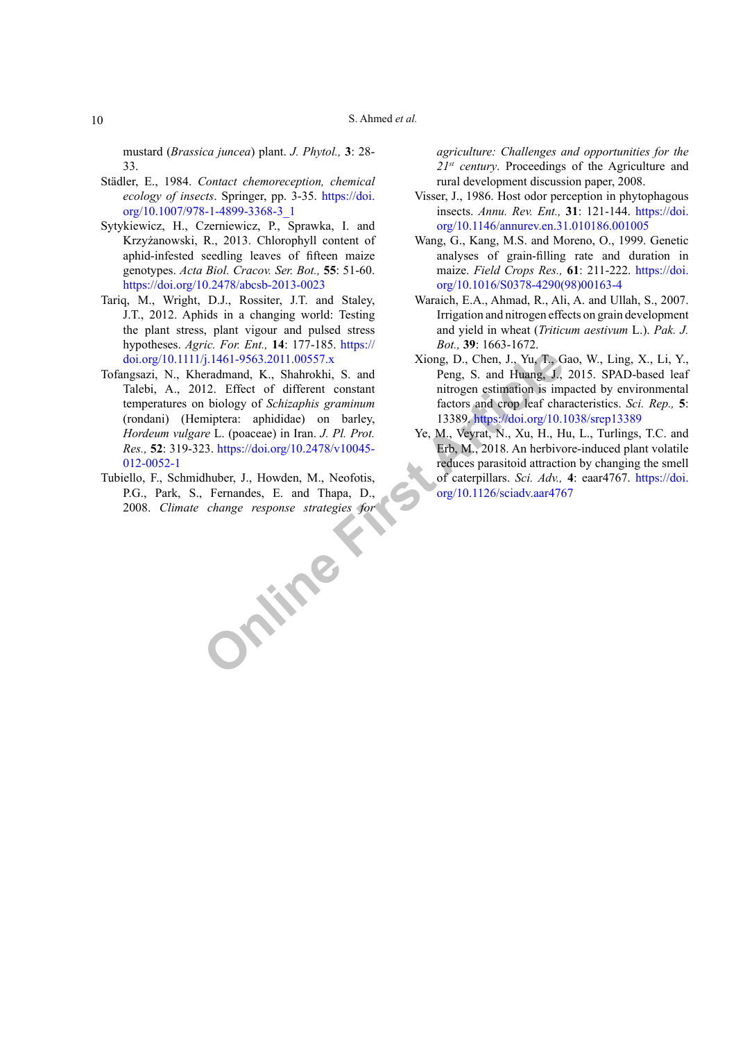mustard (*Brassica juncea*) plant. *J. Phytol.,* **3**: 28-33.

Städler, E., 1984. *Contact chemoreception, chemical ecology of insects*. Springer, pp. 3-35. https://doi.org/10.1007/978-1-4899-3368-3_1

Sytykiewicz, H., Czerniewicz, P., Sprawka, I. and Krzyżanowski, R., 2013. Chlorophyll content of aphid-infested seedling leaves of fifteen maize genotypes. *Acta Biol. Cracov. Ser. Bot.,* **55**: 51-60. https://doi.org/10.2478/abcsb-2013-0023

Tariq, M., Wright, D.J., Rossiter, J.T. and Staley, J.T., 2012. Aphids in a changing world: Testing the plant stress, plant vigour and pulsed stress hypotheses. *Agric. For. Ent.,* **14**: 177-185. https://doi.org/10.1111/j.1461-9563.2011.00557.x

Tofangsazi, N., Kheradmand, K., Shahrokhi, S. and Talebi, A., 2012. Effect of different constant temperatures on biology of *Schizaphis graminum* (rondani) (Hemiptera: aphididae) on barley, *Hordeum vulgare* L. (poaceae) in Iran. *J. Pl. Prot. Res.,* **52**: 319-323. https://doi.org/10.2478/v10045-012-0052-1

Tubiello, F., Schmidhuber, J., Howden, M., Neofotis, P.G., Park, S., Fernandes, E. and Thapa, D., 2008. *Climate change response strategies for agriculture: Challenges and opportunities for the 21st century*. Proceedings of the Agriculture and rural development discussion paper, 2008.

Visser, J., 1986. Host odor perception in phytophagous insects. *Annu. Rev. Ent.,* **31**: 121-144. https://doi.org/10.1146/annurev.en.31.010186.001005

Wang, G., Kang, M.S. and Moreno, O., 1999. Genetic analyses of grain-filling rate and duration in maize. *Field Crops Res.,* **61**: 211-222. https://doi.org/10.1016/S0378-4290(98)00163-4

Waraich, E.A., Ahmad, R., Ali, A. and Ullah, S., 2007. Irrigation and nitrogen effects on grain development and yield in wheat (*Triticum aestivum* L.). *Pak. J. Bot.,* **39**: 1663-1672.

Xiong, D., Chen, J., Yu, T., Gao, W., Ling, X., Li, Y., Peng, S. and Huang, J., 2015. SPAD-based leaf nitrogen estimation is impacted by environmental factors and crop leaf characteristics. *Sci. Rep.,* **5**: 13389. https://doi.org/10.1038/srep13389

Ye, M., Veyrat, N., Xu, H., Hu, L., Turlings, T.C. and Erb, M., 2018. An herbivore-induced plant volatile reduces parasitoid attraction by changing the smell of caterpillars. *Sci. Adv.,* **4**: eaar4767. https://doi.org/10.1126/sciadv.aar4767